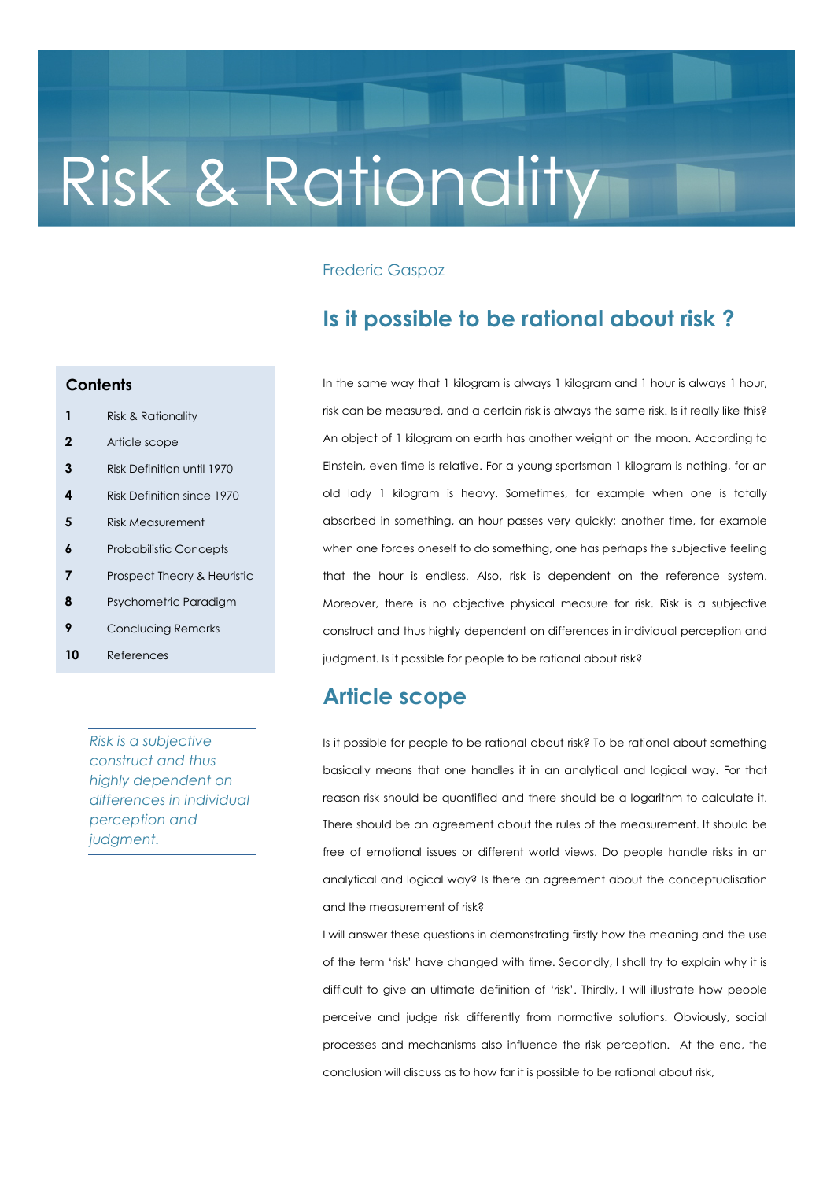# Risk & Rationality

Frederic Gaspoz

## Is it possible to be rational about risk ?

**Contents**

| | |
|---|---|
| **1** | Risk & Rationality |
| **2** | Article scope |
| **3** | Risk Definition until 1970 |
| **4** | Risk Definition since 1970 |
| **5** | Risk Measurement |
| **6** | Probabilistic Concepts |
| **7** | Prospect Theory & Heuristic |
| **8** | Psychometric Paradigm |
| **9** | Concluding Remarks |
| **10** | References |

*Risk is a subjective construct and thus highly dependent on differences in individual perception and judgment.*

In the same way that 1 kilogram is always 1 kilogram and 1 hour is always 1 hour, risk can be measured, and a certain risk is always the same risk. Is it really like this? An object of 1 kilogram on earth has another weight on the moon. According to Einstein, even time is relative. For a young sportsman 1 kilogram is nothing, for an old lady 1 kilogram is heavy. Sometimes, for example when one is totally absorbed in something, an hour passes very quickly; another time, for example when one forces oneself to do something, one has perhaps the subjective feeling that the hour is endless. Also, risk is dependent on the reference system. Moreover, there is no objective physical measure for risk. Risk is a subjective construct and thus highly dependent on differences in individual perception and judgment. Is it possible for people to be rational about risk?

## Article scope

Is it possible for people to be rational about risk? To be rational about something basically means that one handles it in an analytical and logical way. For that reason risk should be quantified and there should be a logarithm to calculate it. There should be an agreement about the rules of the measurement. It should be free of emotional issues or different world views. Do people handle risks in an analytical and logical way? Is there an agreement about the conceptualisation and the measurement of risk?

I will answer these questions in demonstrating firstly how the meaning and the use of the term 'risk' have changed with time. Secondly, I shall try to explain why it is difficult to give an ultimate definition of 'risk'. Thirdly, I will illustrate how people perceive and judge risk differently from normative solutions. Obviously, social processes and mechanisms also influence the risk perception. At the end, the conclusion will discuss as to how far it is possible to be rational about risk,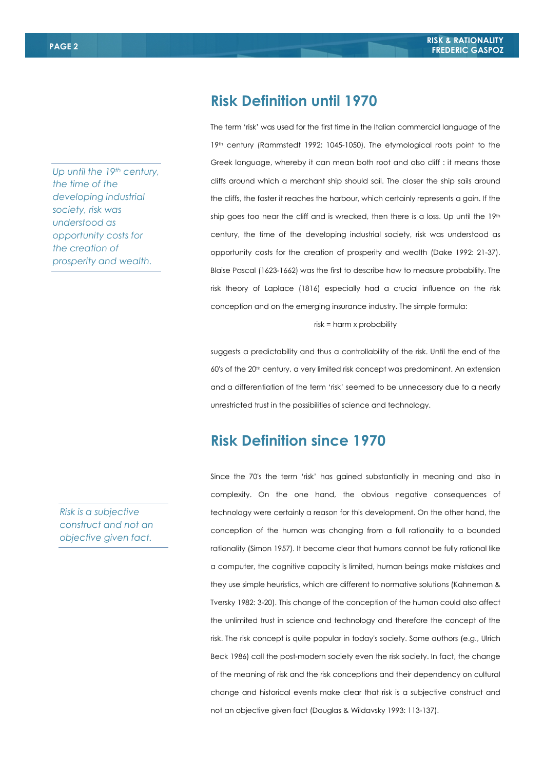## Risk Definition until 1970

*Up until the 19th century, the time of the developing industrial society, risk was understood as opportunity costs for the creation of prosperity and wealth.*

The term 'risk' was used for the first time in the Italian commercial language of the 19th century (Rammstedt 1992: 1045-1050). The etymological roots point to the Greek language, whereby it can mean both root and also cliff : it means those cliffs around which a merchant ship should sail. The closer the ship sails around the cliffs, the faster it reaches the harbour, which certainly represents a gain. If the ship goes too near the cliff and is wrecked, then there is a loss. Up until the 19th century, the time of the developing industrial society, risk was understood as opportunity costs for the creation of prosperity and wealth (Dake 1992: 21-37). Blaise Pascal (1623-1662) was the first to describe how to measure probability. The risk theory of Laplace (1816) especially had a crucial influence on the risk conception and on the emerging insurance industry. The simple formula:

$$\text{risk} = \text{harm} \times \text{probability}$$

suggests a predictability and thus a controllability of the risk. Until the end of the 60's of the 20th century, a very limited risk concept was predominant. An extension and a differentiation of the term 'risk' seemed to be unnecessary due to a nearly unrestricted trust in the possibilities of science and technology.

## Risk Definition since 1970

*Risk is a subjective construct and not an objective given fact.*

Since the 70's the term 'risk' has gained substantially in meaning and also in complexity. On the one hand, the obvious negative consequences of technology were certainly a reason for this development. On the other hand, the conception of the human was changing from a full rationality to a bounded rationality (Simon 1957). It became clear that humans cannot be fully rational like a computer, the cognitive capacity is limited, human beings make mistakes and they use simple heuristics, which are different to normative solutions (Kahneman & Tversky 1982: 3-20). This change of the conception of the human could also affect the unlimited trust in science and technology and therefore the concept of the risk. The risk concept is quite popular in today's society. Some authors (e.g., Ulrich Beck 1986) call the post-modern society even the risk society. In fact, the change of the meaning of risk and the risk conceptions and their dependency on cultural change and historical events make clear that risk is a subjective construct and not an objective given fact (Douglas & Wildavsky 1993: 113-137).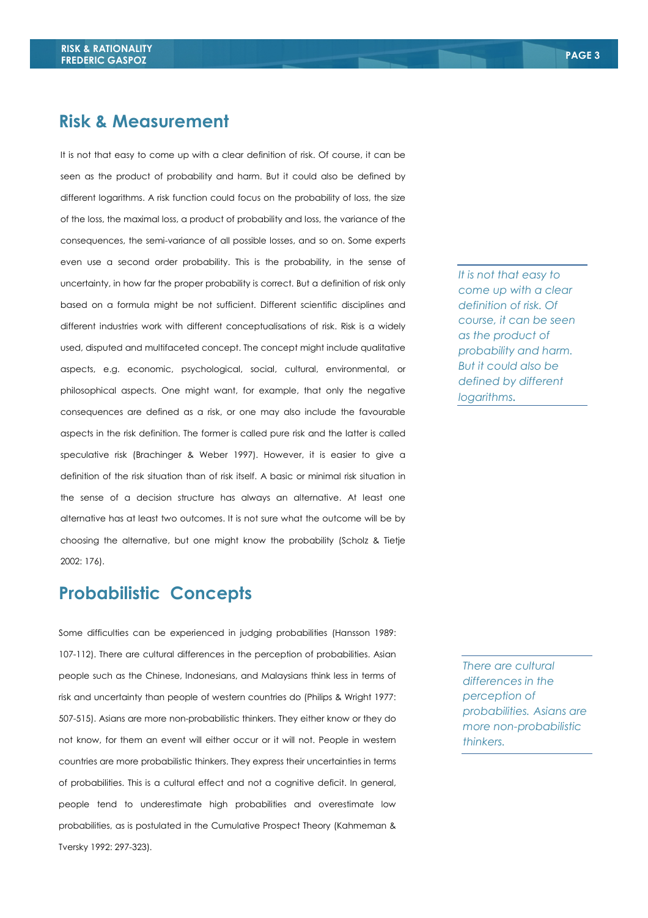## Risk & Measurement

It is not that easy to come up with a clear definition of risk. Of course, it can be seen as the product of probability and harm. But it could also be defined by different logarithms. A risk function could focus on the probability of loss, the size of the loss, the maximal loss, a product of probability and loss, the variance of the consequences, the semi-variance of all possible losses, and so on. Some experts even use a second order probability. This is the probability, in the sense of uncertainty, in how far the proper probability is correct. But a definition of risk only based on a formula might be not sufficient. Different scientific disciplines and different industries work with different conceptualisations of risk. Risk is a widely used, disputed and multifaceted concept. The concept might include qualitative aspects, e.g. economic, psychological, social, cultural, environmental, or philosophical aspects. One might want, for example, that only the negative consequences are defined as a risk, or one may also include the favourable aspects in the risk definition. The former is called pure risk and the latter is called speculative risk (Brachinger & Weber 1997). However, it is easier to give a definition of the risk situation than of risk itself. A basic or minimal risk situation in the sense of a decision structure has always an alternative. At least one alternative has at least two outcomes. It is not sure what the outcome will be by choosing the alternative, but one might know the probability (Scholz & Tietje 2002: 176).

*It is not that easy to come up with a clear definition of risk. Of course, it can be seen as the product of probability and harm. But it could also be defined by different logarithms.*

## Probabilistic Concepts

Some difficulties can be experienced in judging probabilities (Hansson 1989: 107-112). There are cultural differences in the perception of probabilities. Asian people such as the Chinese, Indonesians, and Malaysians think less in terms of risk and uncertainty than people of western countries do (Philips & Wright 1977: 507-515). Asians are more non-probabilistic thinkers. They either know or they do not know, for them an event will either occur or it will not. People in western countries are more probabilistic thinkers. They express their uncertainties in terms of probabilities. This is a cultural effect and not a cognitive deficit. In general, people tend to underestimate high probabilities and overestimate low probabilities, as is postulated in the Cumulative Prospect Theory (Kahmeman & Tversky 1992: 297-323).

*There are cultural differences in the perception of probabilities. Asians are more non-probabilistic thinkers.*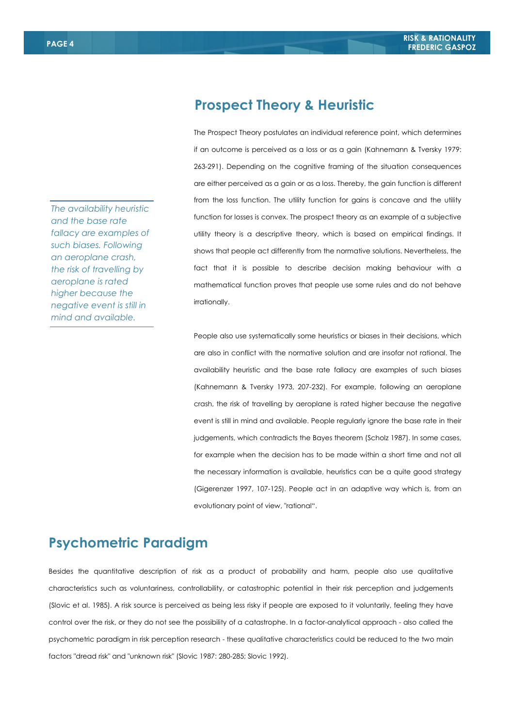## Prospect Theory & Heuristic

The Prospect Theory postulates an individual reference point, which determines if an outcome is perceived as a loss or as a gain (Kahnemann & Tversky 1979: 263-291). Depending on the cognitive framing of the situation consequences are either perceived as a gain or as a loss. Thereby, the gain function is different from the loss function. The utility function for gains is concave and the utility function for losses is convex. The prospect theory as an example of a subjective utility theory is a descriptive theory, which is based on empirical findings. It shows that people act differently from the normative solutions. Nevertheless, the fact that it is possible to describe decision making behaviour with a mathematical function proves that people use some rules and do not behave irrationally.

*The availability heuristic and the base rate fallacy are examples of such biases. Following an aeroplane crash, the risk of travelling by aeroplane is rated higher because the negative event is still in mind and available.*

People also use systematically some heuristics or biases in their decisions, which are also in conflict with the normative solution and are insofar not rational. The availability heuristic and the base rate fallacy are examples of such biases (Kahnemann & Tversky 1973, 207-232). For example, following an aeroplane crash, the risk of travelling by aeroplane is rated higher because the negative event is still in mind and available. People regularly ignore the base rate in their judgements, which contradicts the Bayes theorem (Scholz 1987). In some cases, for example when the decision has to be made within a short time and not all the necessary information is available, heuristics can be a quite good strategy (Gigerenzer 1997, 107-125). People act in an adaptive way which is, from an evolutionary point of view, "rational".

## Psychometric Paradigm

Besides the quantitative description of risk as a product of probability and harm, people also use qualitative characteristics such as voluntariness, controllability, or catastrophic potential in their risk perception and judgements (Slovic et al. 1985). A risk source is perceived as being less risky if people are exposed to it voluntarily, feeling they have control over the risk, or they do not see the possibility of a catastrophe. In a factor-analytical approach - also called the psychometric paradigm in risk perception research - these qualitative characteristics could be reduced to the two main factors "dread risk" and "unknown risk" (Slovic 1987: 280-285; Slovic 1992).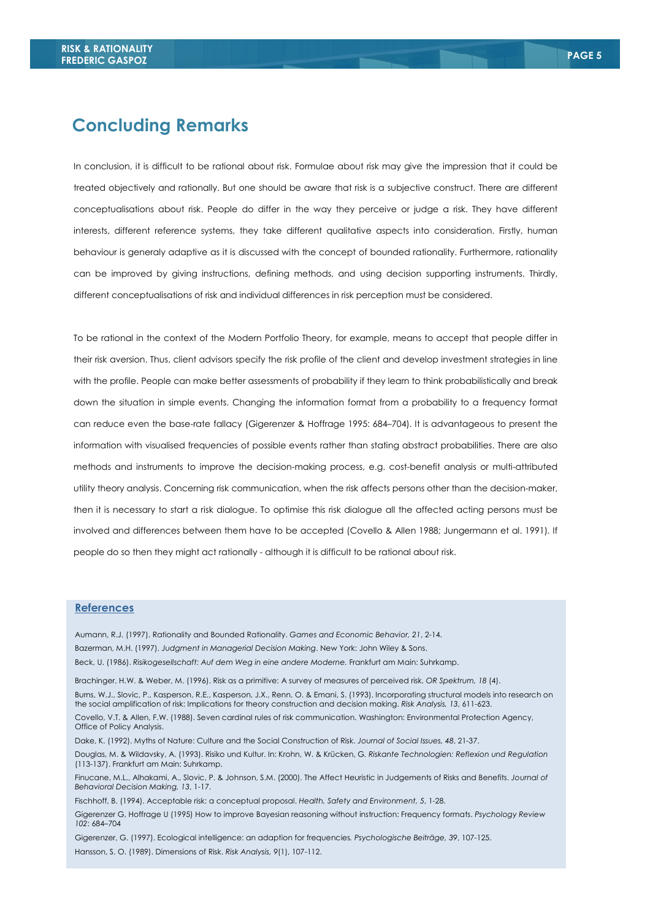## Concluding Remarks

In conclusion, it is difficult to be rational about risk. Formulae about risk may give the impression that it could be treated objectively and rationally. But one should be aware that risk is a subjective construct. There are different conceptualisations about risk. People do differ in the way they perceive or judge a risk. They have different interests, different reference systems, they take different qualitative aspects into consideration. Firstly, human behaviour is generaly adaptive as it is discussed with the concept of bounded rationality. Furthermore, rationality can be improved by giving instructions, defining methods, and using decision supporting instruments. Thirdly, different conceptualisations of risk and individual differences in risk perception must be considered.

To be rational in the context of the Modern Portfolio Theory, for example, means to accept that people differ in their risk aversion. Thus, client advisors specify the risk profile of the client and develop investment strategies in line with the profile. People can make better assessments of probability if they learn to think probabilistically and break down the situation in simple events. Changing the information format from a probability to a frequency format can reduce even the base-rate fallacy (Gigerenzer & Hoffrage 1995: 684–704). It is advantageous to present the information with visualised frequencies of possible events rather than stating abstract probabilities. There are also methods and instruments to improve the decision-making process, e.g. cost-benefit analysis or multi-attributed utility theory analysis. Concerning risk communication, when the risk affects persons other than the decision-maker, then it is necessary to start a risk dialogue. To optimise this risk dialogue all the affected acting persons must be involved and differences between them have to be accepted (Covello & Allen 1988; Jungermann et al. 1991). If people do so then they might act rationally - although it is difficult to be rational about risk.

### References

Aumann, R.J. (1997). Rationality and Bounded Rationality. *Games and Economic Behavior, 21*, 2-14.

Bazerman, M.H. (1997). *Judgment in Managerial Decision Making*. New York: John Wiley & Sons.

Beck, U. (1986). *Risikogesellschaft: Auf dem Weg in eine andere Moderne.* Frankfurt am Main: Suhrkamp.

Brachinger, H.W. & Weber, M. (1996). Risk as a primitive: A survey of measures of perceived risk. *OR Spektrum, 18* (4).

Burns, W.J., Slovic, P., Kasperson, R.E., Kasperson, J.X., Renn, O. & Emani, S. (1993). Incorporating structural models into research on the social amplification of risk: Implications for theory construction and decision making. *Risk Analysis, 13*, 611-623.

Covello, V.T. & Allen, F.W. (1988). Seven cardinal rules of risk communication. Washington: Environmental Protection Agency, Office of Policy Analysis.

Dake, K. (1992). Myths of Nature: Culture and the Social Construction of Risk. *Journal of Social Issues, 48*, 21-37.

Douglas, M. & Wildavsky, A. (1993). Risiko und Kultur. In: Krohn, W. & Krücken, G. *Riskante Technologien: Reflexion und Regulation* (113-137). Frankfurt am Main: Suhrkamp.

Finucane, M.L., Alhakami, A., Slovic, P. & Johnson, S.M. (2000). The Affect Heuristic in Judgements of Risks and Benefits. *Journal of Behavioral Decision Making, 13*, 1-17.

Fischhoff, B. (1994). Acceptable risk: a conceptual proposal. *Health, Safety and Environment*, *5*, 1-28.

Gigerenzer G, Hoffrage U (1995) How to improve Bayesian reasoning without instruction: Frequency formats. *Psychology Review 102*: 684–704

Gigerenzer, G. (1997). Ecological intelligence: an adaption for frequencies. *Psychologische Beiträge, 39*, 107-125.

Hansson, S. O. (1989). Dimensions of Risk. *Risk Analysis, 9*(1), 107-112.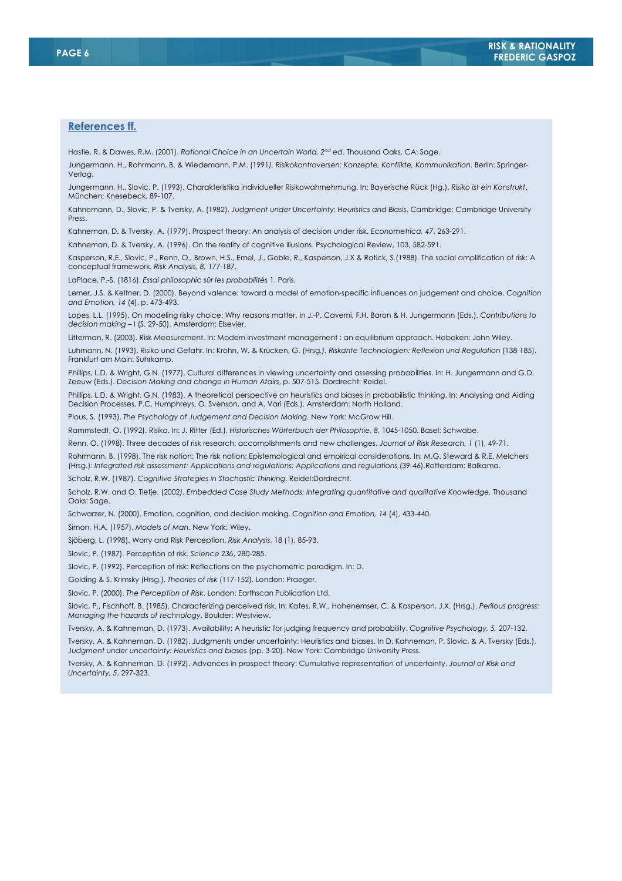## References ff.

Hastie, R. & Dawes, R.M. (2001). *Rational Choice in an Uncertain World, 2nd ed*. Thousand Oaks, CA: Sage.

Jungermann, H., Rohrmann, B. & Wiedemann, P.M. (1991). *Risikokontroversen: Konzepte, Konflikte, Kommunikation.* Berlin: Springer-Verlag.

Jungermann, H., Slovic, P. (1993). Charakteristika individueller Risikowahrnehmung. In: Bayerische Rück (Hg.), *Risiko ist ein Konstrukt*. München: Knesebeck, 89-107.

Kahnemann, D., Slovic, P. & Tversky, A. (1982). *Judgment under Uncertainty: Heuristics and Biasis*. Cambridge: Cambridge University Press.

Kahneman, D. & Tversky, A. (1979). Prospect theory: An analysis of decision under risk. *Econometrica, 47*, 263-291.

Kahneman, D. & Tversky, A. (1996). On the reality of cognitive illusions. Psychological Review, 103, 582-591.

Kasperson, R.E., Slovic, P., Renn, O., Brown, H.S., Emel, J., Goble, R., Kasperson, J.X & Ratick, S.(1988). The social amplification of risk: A conceptual framework. *Risk Analysis, 8,* 177-187.

LaPlace, P.-S. (1816). *Essai philosophic sûr les probabilités* 1. Paris.

Lerner, J.S. & Keltner, D. (2000). Beyond valence: toward a model of emotion-specific influences on judgement and choice. *Cognition and Emotion, 14* (4), p. 473-493.

Lopes, L.L. (1995). On modeling risky choice: Why reasons matter. In J.-P. Caverni, F.H. Baron & H. Jungermann (Eds.), *Contributions to decision making* – I (S. 29-50). Amsterdam: Elsevier.

Litterman, R. (2003). Risk Measurement. In: Modern investment management : an equilibrium approach. Hoboken: John Wiley.

Luhmann, N. (1993). Risiko und Gefahr. In: Krohn, W. & Krücken, G. (Hrsg.). *Riskante Technologien: Reflexion und Regulation* (138-185). Frankfurt am Main: Suhrkamp.

Phillips, L.D. & Wright, G.N. (1977). Cultural differences in viewing uncertainty and assessing probabilities. In: H. Jungermann and G.D. Zeeuw (Eds.). *Decision Making and change in Human Afairs*, p. 507-515. Dordrecht: Reidel.

Phillips, L.D. & Wright, G.N. (1983). A theoretical perspective on heuristics and biases in probabilistic thinking. In: Analysing and Aiding Decision Processes, P.C. Humphreys, O. Svenson, and A. Vari (Eds.). Amsterdam: North Holland.

Plous, S. (1993). *The Psychology of Judgement and Decision Making.* New York: McGraw Hill.

Rammstedt, O. (1992). Risiko. In: J. Ritter (Ed.). *Historisches Wörterbuch der Philosophie*, *8*, 1045-1050. Basel: Schwabe.

Renn, O. (1998). Three decades of risk research: accomplishments and new challenges. *Journal of Risk Research, 1* (1), 49-71.

Rohrmann, B. (1998). The risk notion: The risk notion: Epistemological and empirical considerations. In: M.G. Steward & R.E. Melchers (Hrsg.): *Integrated risk assessment: Applications and regulations: Applications and regulations* (39-46).Rotterdam: Balkama.

Scholz, R.W. (1987). *Cognitive Strategies in Stochastic Thinking*. Reidel:Dordrecht.

Scholz, R.W. and O. Tietje. (2002). *Embedded Case Study Methods: Integrating quantitative and qualitative Knowledge*. Thousand Oaks: Sage.

Schwarzer, N. (2000). Emotion, cognition, and decision making. *Cognition and Emotion, 14* (4), 433-440.

Simon, H.A. (1957). *Models of Man*. New York: Wiley.

Sjöberg, L. (1998). Worry and Risk Perception. *Risk Analysis*, 18 (1), 85-93.

Slovic, P. (1987). Perception of risk. *Science 236*, 280-285.

Slovic, P. (1992). Perception of risk: Reflections on the psychometric paradigm. In: D.

Golding & S. Krimsky (Hrsg.). *Theories of risk* (117-152). London: Praeger.

Slovic, P. (2000). *The Perception of Risk*. London: Earthscan Publication Ltd.

Slovic, P., Fischhoff, B. (1985). Characterizing perceived risk. In: Kates, R.W., Hohenemser, C. & Kasperson, J.X. (Hrsg.). *Perilous progress: Managing the hazards of technology*. Boulder: Westview.

Tversky, A. & Kahneman, D. (1973). Availability: A heuristic for judging frequency and probability. *Cognitive Psychology, 5,* 207-132.

Tversky, A. & Kahneman, D. (1982). Judgments under uncertainty: Heuristics and biases. In D. Kahneman, P. Slovic, & A. Tversky (Eds.), *Judgment under uncertainty: Heuristics and biases* (pp. 3-20). New York: Cambridge University Press.

Tversky, A. & Kahneman, D. (1992). Advances in prospect theory: Cumulative representation of uncertainty. *Journal of Risk and Uncertainty, 5,* 297-323.